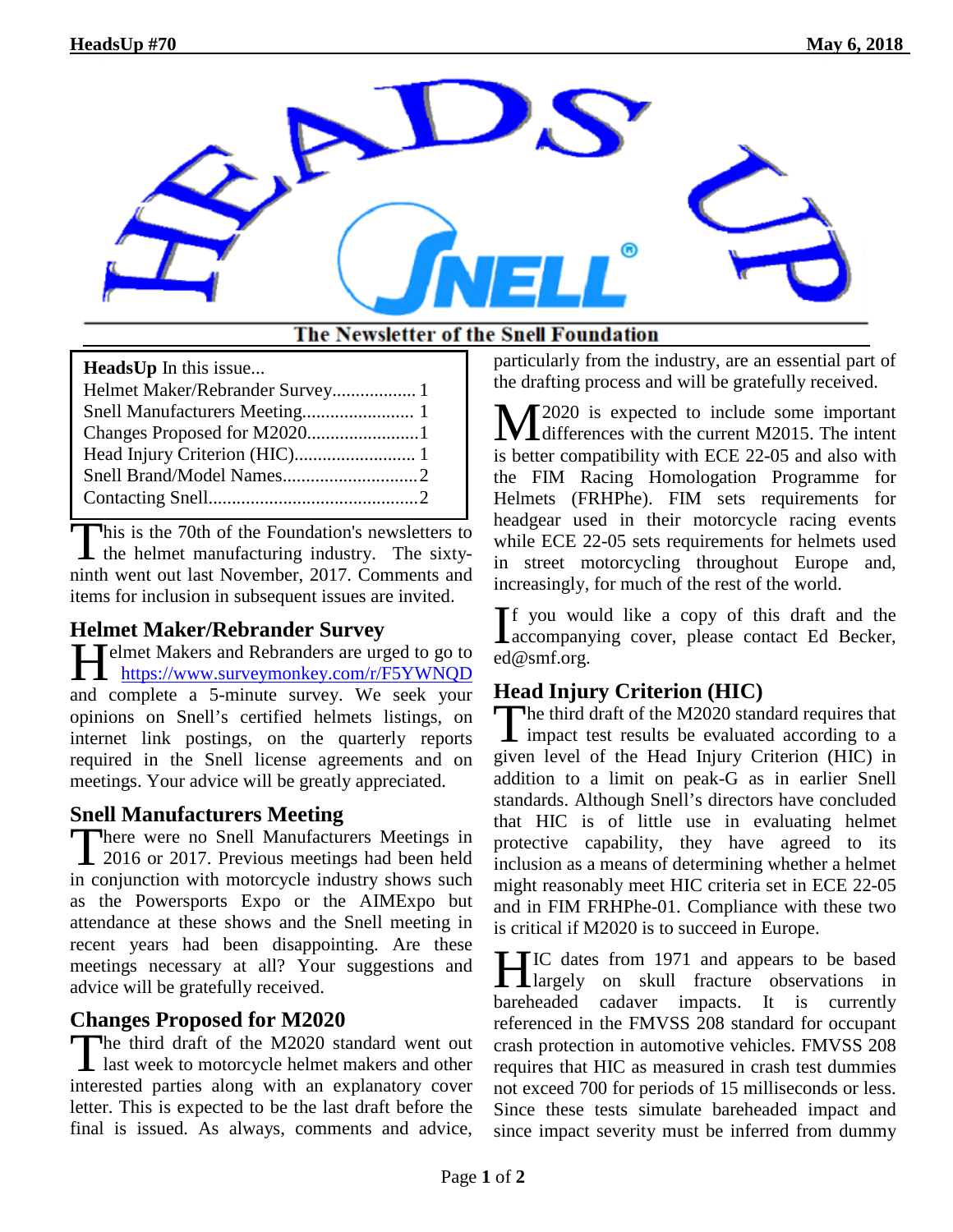# HeadsUp Snell

The Newsletter of the Snell Foundation

**HeadsUp** In this issue...

- Helmet Maker/Rebrander Survey.................. 1
- Snell Manufacturers Meeting........................ 1
- Changes Proposed for M2020........................1
- Head Injury Criterion (HIC).......................... 1
- Snell Brand/Model Names.............................2
- Contacting Snell.............................................2

This is the 70th of the Foundation's newsletters to the helmet manufacturing industry. The sixty-ninth went out last November, 2017. Comments and items for inclusion in subsequent issues are invited.

## Helmet Maker/Rebrander Survey

Helmet Makers and Rebranders are urged to go to https://www.surveymonkey.com/r/F5YWNQD and complete a 5-minute survey. We seek your opinions on Snell's certified helmets listings, on internet link postings, on the quarterly reports required in the Snell license agreements and on meetings. Your advice will be greatly appreciated.

## Snell Manufacturers Meeting

There were no Snell Manufacturers Meetings in 2016 or 2017. Previous meetings had been held in conjunction with motorcycle industry shows such as the Powersports Expo or the AIMExpo but attendance at these shows and the Snell meeting in recent years had been disappointing. Are these meetings necessary at all? Your suggestions and advice will be gratefully received.

## Changes Proposed for M2020

The third draft of the M2020 standard went out last week to motorcycle helmet makers and other interested parties along with an explanatory cover letter. This is expected to be the last draft before the final is issued. As always, comments and advice, particularly from the industry, are an essential part of the drafting process and will be gratefully received.

M2020 is expected to include some important differences with the current M2015. The intent is better compatibility with ECE 22-05 and also with the FIM Racing Homologation Programme for Helmets (FRHPhe). FIM sets requirements for headgear used in their motorcycle racing events while ECE 22-05 sets requirements for helmets used in street motorcycling throughout Europe and, increasingly, for much of the rest of the world.

If you would like a copy of this draft and the accompanying cover, please contact Ed Becker, ed@smf.org.

## Head Injury Criterion (HIC)

The third draft of the M2020 standard requires that impact test results be evaluated according to a given level of the Head Injury Criterion (HIC) in addition to a limit on peak-G as in earlier Snell standards. Although Snell's directors have concluded that HIC is of little use in evaluating helmet protective capability, they have agreed to its inclusion as a means of determining whether a helmet might reasonably meet HIC criteria set in ECE 22-05 and in FIM FRHPhe-01. Compliance with these two is critical if M2020 is to succeed in Europe.

HIC dates from 1971 and appears to be based largely on skull fracture observations in bareheaded cadaver impacts. It is currently referenced in the FMVSS 208 standard for occupant crash protection in automotive vehicles. FMVSS 208 requires that HIC as measured in crash test dummies not exceed 700 for periods of 15 milliseconds or less. Since these tests simulate bareheaded impact and since impact severity must be inferred from dummy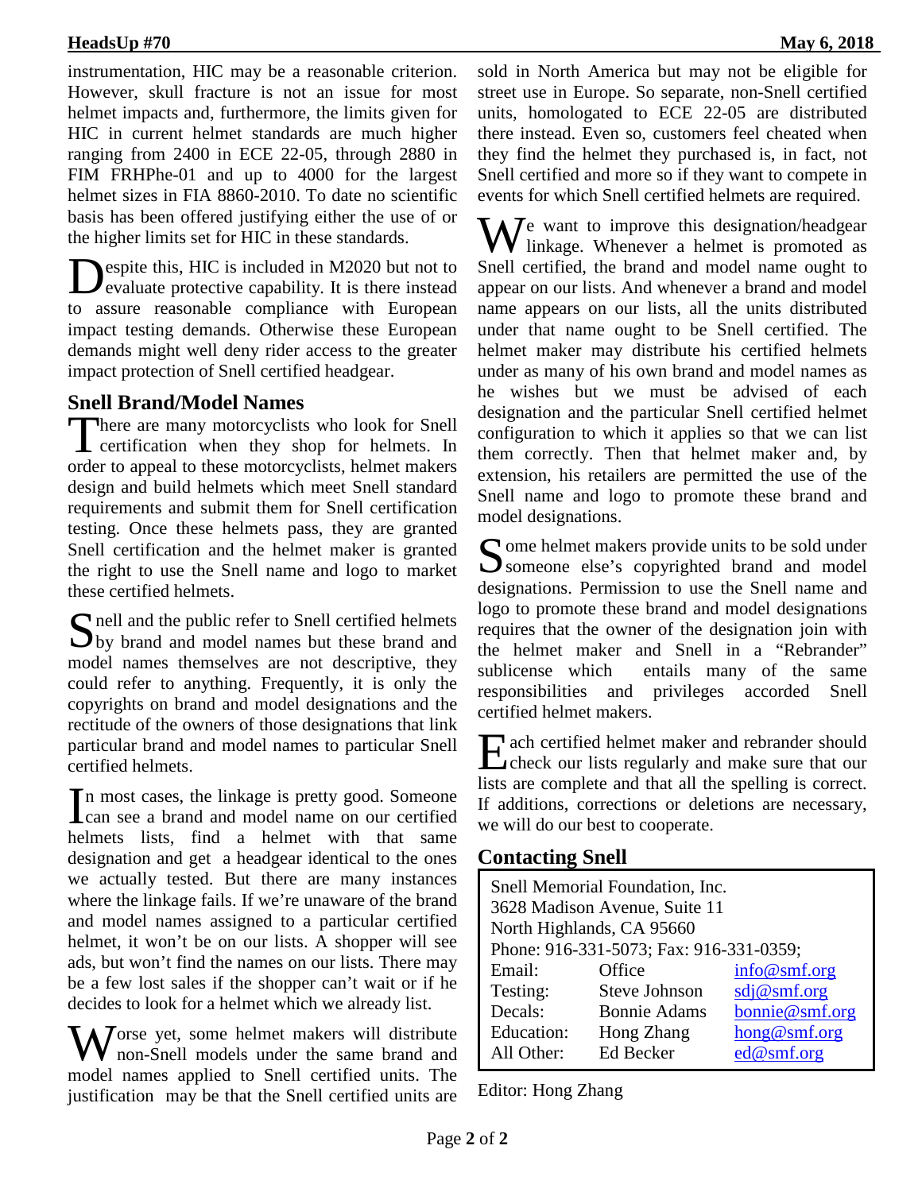instrumentation, HIC may be a reasonable criterion. However, skull fracture is not an issue for most helmet impacts and, furthermore, the limits given for HIC in current helmet standards are much higher ranging from 2400 in ECE 22-05, through 2880 in FIM FRHPhe-01 and up to 4000 for the largest helmet sizes in FIA 8860-2010. To date no scientific basis has been offered justifying either the use of or the higher limits set for HIC in these standards.

Despite this, HIC is included in M2020 but not to evaluate protective capability. It is there instead to assure reasonable compliance with European impact testing demands. Otherwise these European demands might well deny rider access to the greater impact protection of Snell certified headgear.

## Snell Brand/Model Names

There are many motorcyclists who look for Snell certification when they shop for helmets. In order to appeal to these motorcyclists, helmet makers design and build helmets which meet Snell standard requirements and submit them for Snell certification testing. Once these helmets pass, they are granted Snell certification and the helmet maker is granted the right to use the Snell name and logo to market these certified helmets.

Snell and the public refer to Snell certified helmets by brand and model names but these brand and model names themselves are not descriptive, they could refer to anything. Frequently, it is only the copyrights on brand and model designations and the rectitude of the owners of those designations that link particular brand and model names to particular Snell certified helmets.

In most cases, the linkage is pretty good. Someone can see a brand and model name on our certified helmets lists, find a helmet with that same designation and get a headgear identical to the ones we actually tested. But there are many instances where the linkage fails. If we're unaware of the brand and model names assigned to a particular certified helmet, it won't be on our lists. A shopper will see ads, but won't find the names on our lists. There may be a few lost sales if the shopper can't wait or if he decides to look for a helmet which we already list.

Worse yet, some helmet makers will distribute non-Snell models under the same brand and model names applied to Snell certified units. The justification may be that the Snell certified units are sold in North America but may not be eligible for street use in Europe. So separate, non-Snell certified units, homologated to ECE 22-05 are distributed there instead. Even so, customers feel cheated when they find the helmet they purchased is, in fact, not Snell certified and more so if they want to compete in events for which Snell certified helmets are required.

We want to improve this designation/headgear linkage. Whenever a helmet is promoted as Snell certified, the brand and model name ought to appear on our lists. And whenever a brand and model name appears on our lists, all the units distributed under that name ought to be Snell certified. The helmet maker may distribute his certified helmets under as many of his own brand and model names as he wishes but we must be advised of each designation and the particular Snell certified helmet configuration to which it applies so that we can list them correctly. Then that helmet maker and, by extension, his retailers are permitted the use of the Snell name and logo to promote these brand and model designations.

Some helmet makers provide units to be sold under someone else's copyrighted brand and model designations. Permission to use the Snell name and logo to promote these brand and model designations requires that the owner of the designation join with the helmet maker and Snell in a "Rebrander" sublicense which entails many of the same responsibilities and privileges accorded Snell certified helmet makers.

Each certified helmet maker and rebrander should check our lists regularly and make sure that our lists are complete and that all the spelling is correct. If additions, corrections or deletions are necessary, we will do our best to cooperate.

## Contacting Snell

Snell Memorial Foundation, Inc.
3628 Madison Avenue, Suite 11
North Highlands, CA 95660
Phone: 916-331-5073; Fax: 916-331-0359;

| | | |
|---|---|---|
| Email: | Office | info@smf.org |
| Testing: | Steve Johnson | sdj@smf.org |
| Decals: | Bonnie Adams | bonnie@smf.org |
| Education: | Hong Zhang | hong@smf.org |
| All Other: | Ed Becker | ed@smf.org |

Editor: Hong Zhang